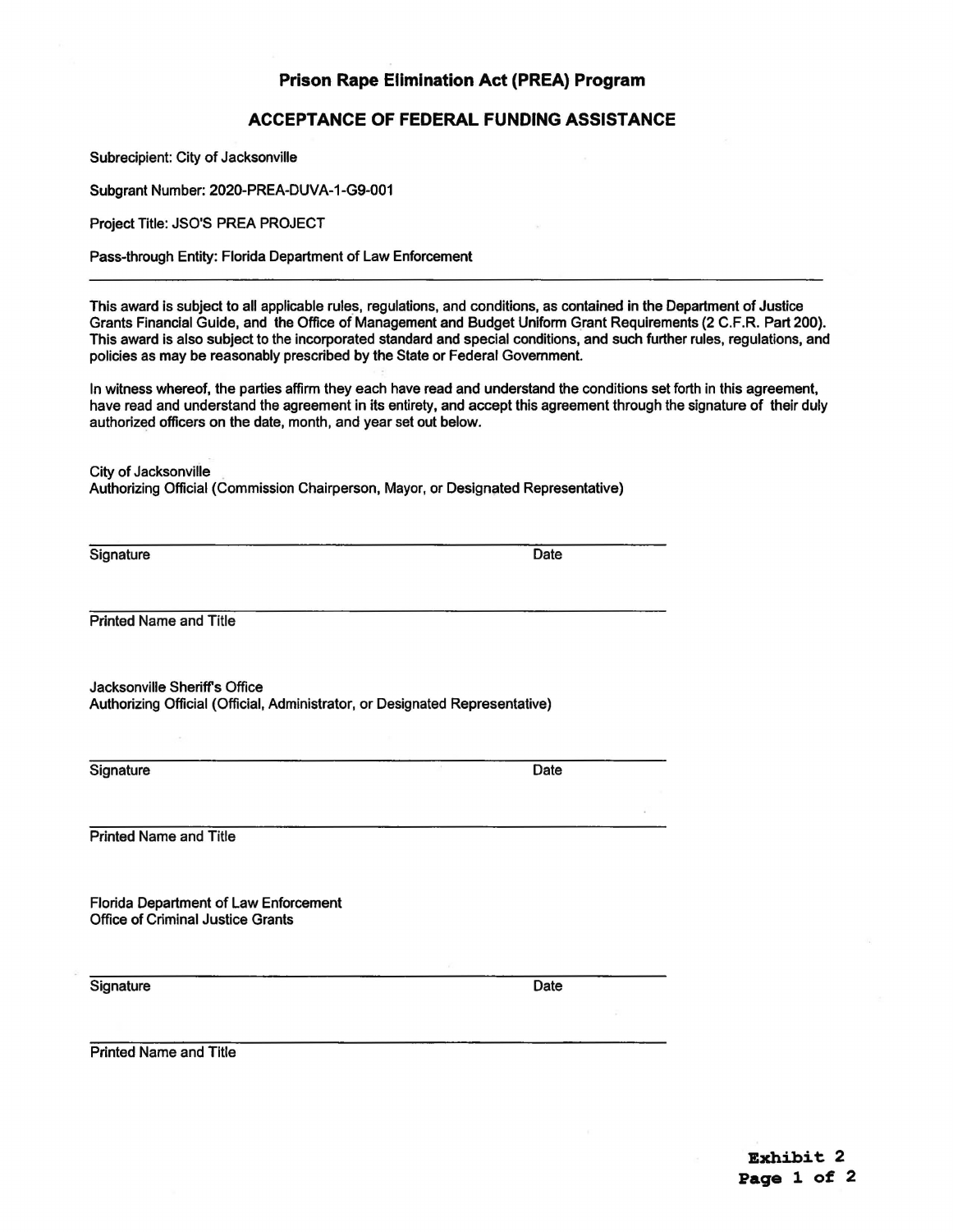# Prison Rape Elimination Act (PREA) Program

## ACCEPTANCE OF FEDERAL FUNDING ASSISTANCE

Subrecipient: City of Jacksonville

Subgrant Number: 2020-PREA-DUVA-1-G9-001

Project Title: JSO'S PREA PROJECT

Pass-through Entity: Florida Department of Law Enforcement

---

This award is subject to all applicable rules, regulations, and conditions, as contained in the Department of Justice Grants Financial Guide, and the Office of Management and Budget Uniform Grant Requirements (2 C.F.R. Part 200). This award is also subject to the incorporated standard and special conditions, and such further rules, regulations, and policies as may be reasonably prescribed by the State or Federal Government.

In witness whereof, the parties affirm they each have read and understand the conditions set forth in this agreement, have read and understand the agreement in its entirety, and accept this agreement through the signature of their duly authorized officers on the date, month, and year set out below.

City of Jacksonville
Authorizing Official (Commission Chairperson, Mayor, or Designated Representative)

______________________________________________ ____________
Signature Date

______________________________________________
Printed Name and Title

Jacksonville Sheriff's Office
Authorizing Official (Official, Administrator, or Designated Representative)

______________________________________________ ____________
Signature Date

______________________________________________
Printed Name and Title

Florida Department of Law Enforcement
Office of Criminal Justice Grants

______________________________________________ ____________
Signature Date

______________________________________________
Printed Name and Title

**Exhibit 2**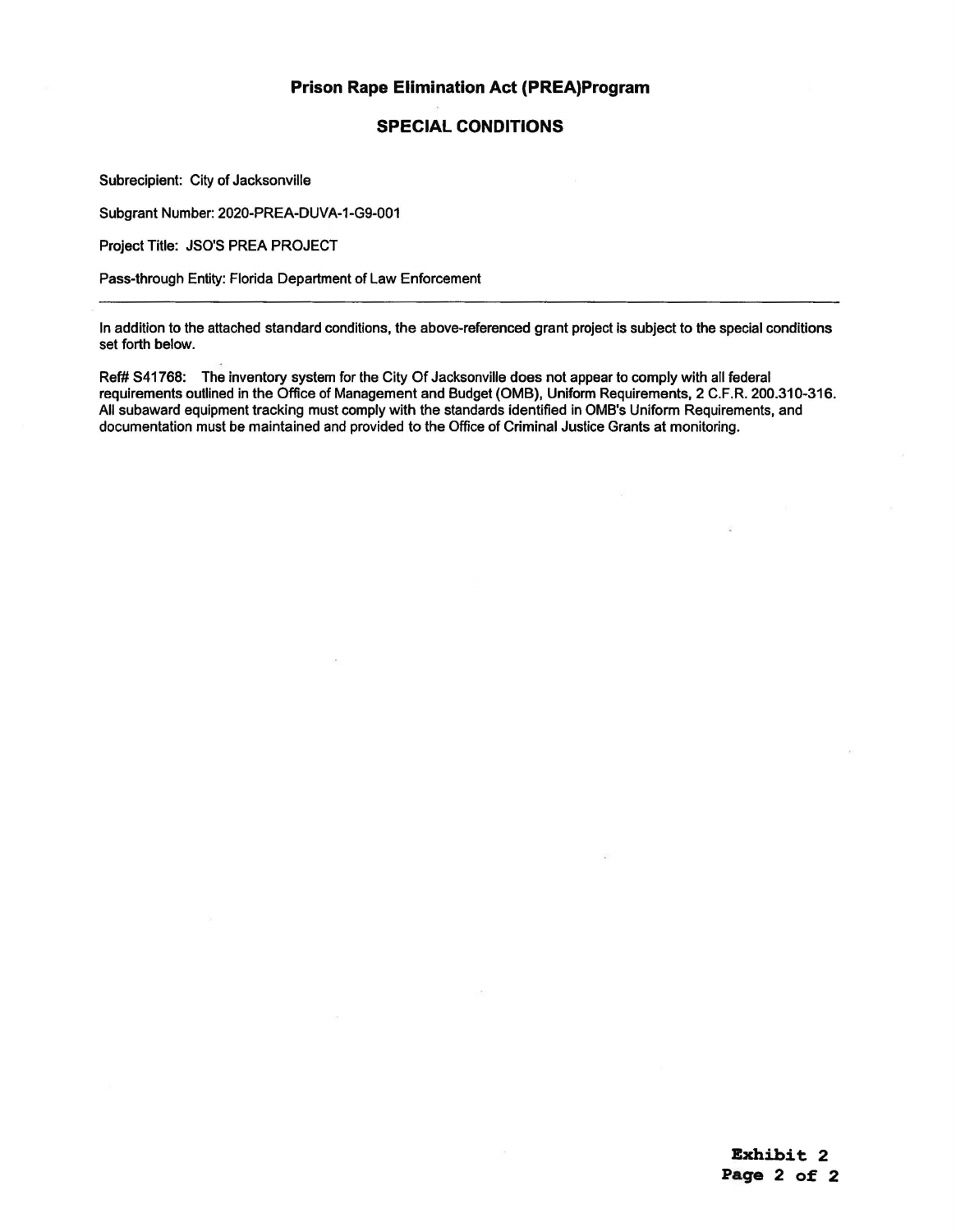## Prison Rape Elimination Act (PREA)Program

## SPECIAL CONDITIONS

Subrecipient: City of Jacksonville

Subgrant Number: 2020-PREA-DUVA-1-G9-001

Project Title: JSO'S PREA PROJECT

Pass-through Entity: Florida Department of Law Enforcement

---

In addition to the attached standard conditions, the above-referenced grant project is subject to the special conditions set forth below.

Ref# S41768: The inventory system for the City Of Jacksonville does not appear to comply with all federal requirements outlined in the Office of Management and Budget (OMB), Uniform Requirements, 2 C.F.R. 200.310-316. All subaward equipment tracking must comply with the standards identified in OMB's Uniform Requirements, and documentation must be maintained and provided to the Office of Criminal Justice Grants at monitoring.

**Exhibit 2**